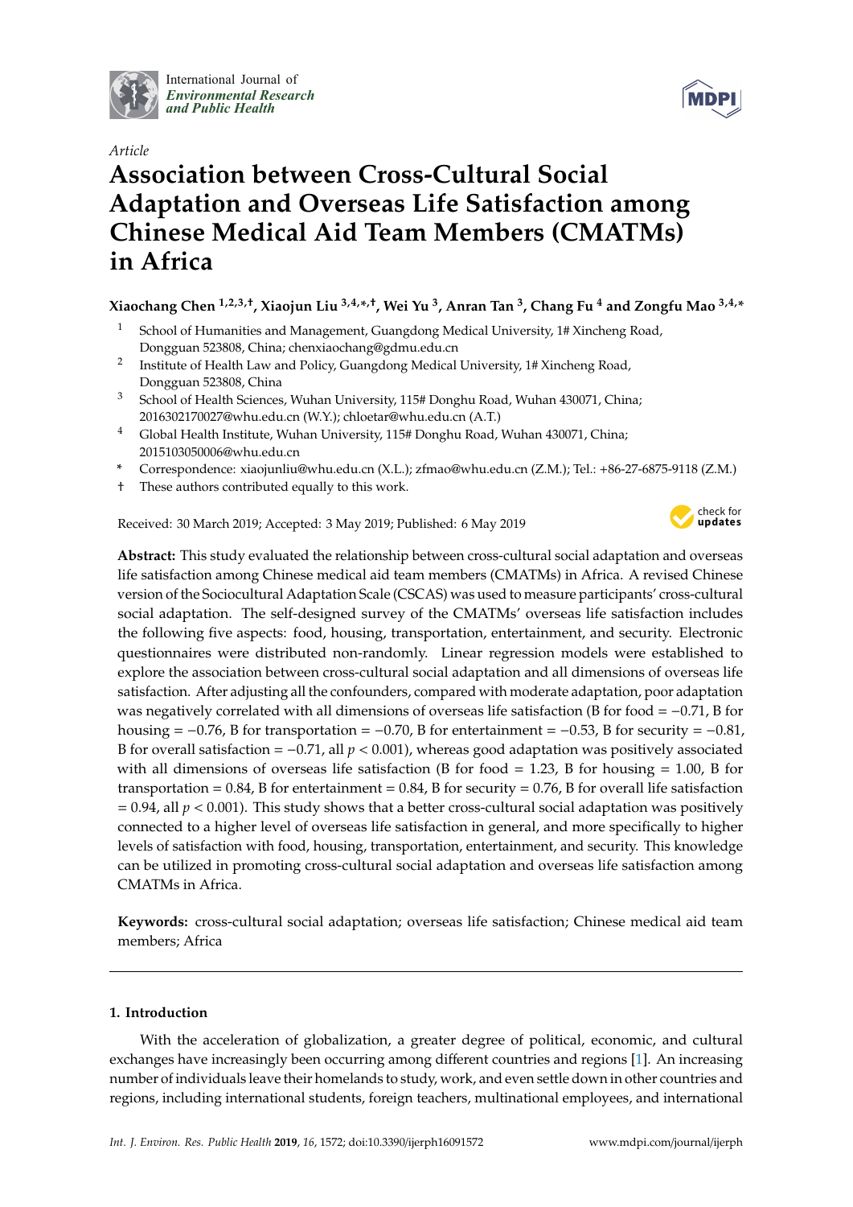International Journal of *Environmental Research and Public Health*

*Article*

# Association between Cross-Cultural Social Adaptation and Overseas Life Satisfaction among Chinese Medical Aid Team Members (CMATMs) in Africa

**Xiaochang Chen [1,2,3,†], Xiaojun Liu [3,4,*,†], Wei Yu [3], Anran Tan [3], Chang Fu [4] and Zongfu Mao [3,4,*]**

[1] School of Humanities and Management, Guangdong Medical University, 1# Xincheng Road, Dongguan 523808, China; chenxiaochang@gdmu.edu.cn

[2] Institute of Health Law and Policy, Guangdong Medical University, 1# Xincheng Road, Dongguan 523808, China

[3] School of Health Sciences, Wuhan University, 115# Donghu Road, Wuhan 430071, China; 2016302170027@whu.edu.cn (W.Y.); chloetar@whu.edu.cn (A.T.)

[4] Global Health Institute, Wuhan University, 115# Donghu Road, Wuhan 430071, China; 2015103050006@whu.edu.cn

\* Correspondence: xiaojunliu@whu.edu.cn (X.L.); zfmao@whu.edu.cn (Z.M.); Tel.: +86-27-6875-9118 (Z.M.)

† These authors contributed equally to this work.

Received: 30 March 2019; Accepted: 3 May 2019; Published: 6 May 2019

**Abstract:** This study evaluated the relationship between cross-cultural social adaptation and overseas life satisfaction among Chinese medical aid team members (CMATMs) in Africa. A revised Chinese version of the Sociocultural Adaptation Scale (CSCAS) was used to measure participants' cross-cultural social adaptation. The self-designed survey of the CMATMs' overseas life satisfaction includes the following five aspects: food, housing, transportation, entertainment, and security. Electronic questionnaires were distributed non-randomly. Linear regression models were established to explore the association between cross-cultural social adaptation and all dimensions of overseas life satisfaction. After adjusting all the confounders, compared with moderate adaptation, poor adaptation was negatively correlated with all dimensions of overseas life satisfaction (B for food = −0.71, B for housing = −0.76, B for transportation = −0.70, B for entertainment = −0.53, B for security = −0.81, B for overall satisfaction = −0.71, all $p < 0.001$), whereas good adaptation was positively associated with all dimensions of overseas life satisfaction (B for food = 1.23, B for housing = 1.00, B for transportation = 0.84, B for entertainment = 0.84, B for security = 0.76, B for overall life satisfaction = 0.94, all $p < 0.001$). This study shows that a better cross-cultural social adaptation was positively connected to a higher level of overseas life satisfaction in general, and more specifically to higher levels of satisfaction with food, housing, transportation, entertainment, and security. This knowledge can be utilized in promoting cross-cultural social adaptation and overseas life satisfaction among CMATMs in Africa.

**Keywords:** cross-cultural social adaptation; overseas life satisfaction; Chinese medical aid team members; Africa

## 1. Introduction

With the acceleration of globalization, a greater degree of political, economic, and cultural exchanges have increasingly been occurring among different countries and regions [1]. An increasing number of individuals leave their homelands to study, work, and even settle down in other countries and regions, including international students, foreign teachers, multinational employees, and international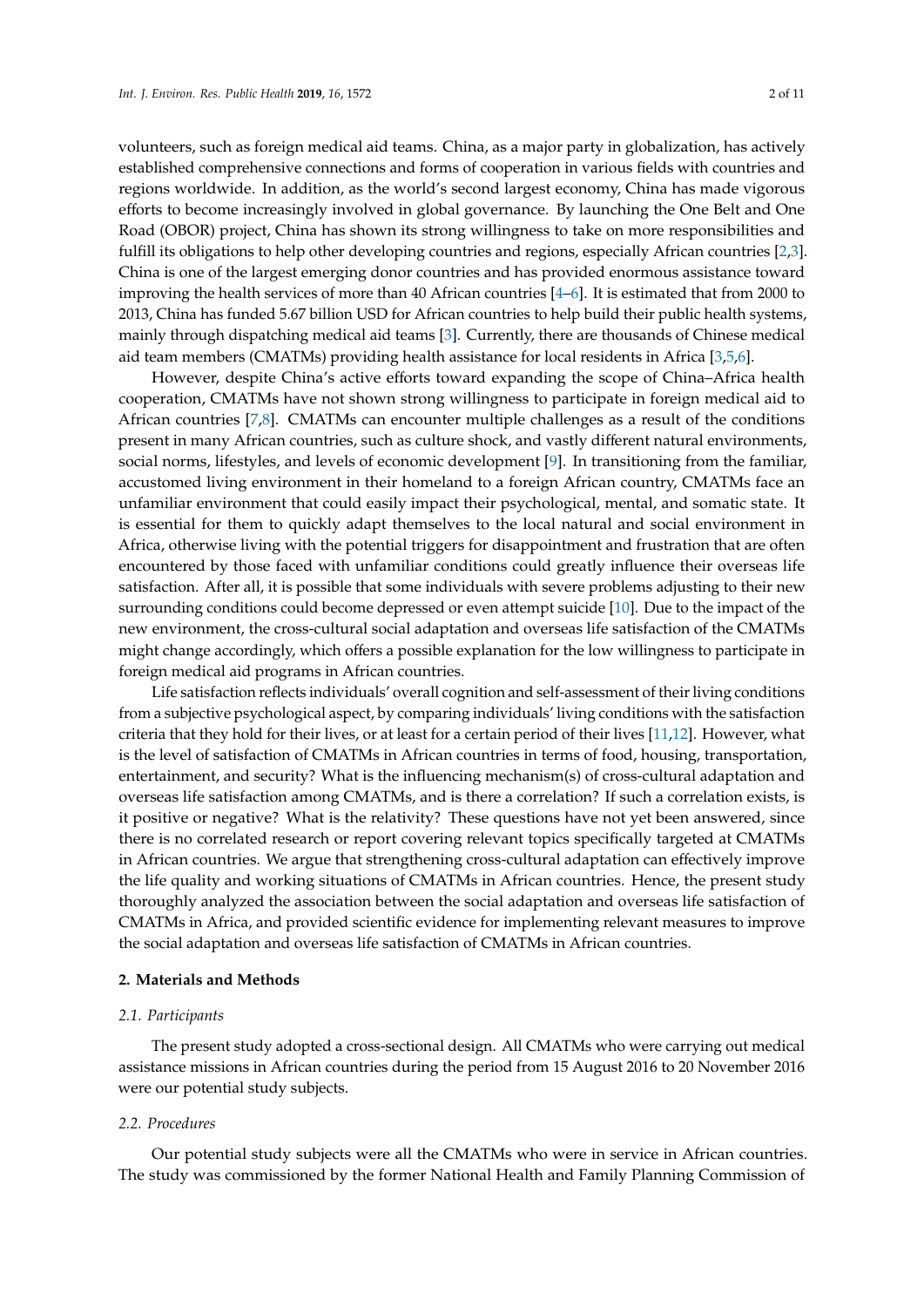volunteers, such as foreign medical aid teams. China, as a major party in globalization, has actively established comprehensive connections and forms of cooperation in various fields with countries and regions worldwide. In addition, as the world's second largest economy, China has made vigorous efforts to become increasingly involved in global governance. By launching the One Belt and One Road (OBOR) project, China has shown its strong willingness to take on more responsibilities and fulfill its obligations to help other developing countries and regions, especially African countries [2,3]. China is one of the largest emerging donor countries and has provided enormous assistance toward improving the health services of more than 40 African countries [4–6]. It is estimated that from 2000 to 2013, China has funded 5.67 billion USD for African countries to help build their public health systems, mainly through dispatching medical aid teams [3]. Currently, there are thousands of Chinese medical aid team members (CMATMs) providing health assistance for local residents in Africa [3,5,6].

However, despite China's active efforts toward expanding the scope of China–Africa health cooperation, CMATMs have not shown strong willingness to participate in foreign medical aid to African countries [7,8]. CMATMs can encounter multiple challenges as a result of the conditions present in many African countries, such as culture shock, and vastly different natural environments, social norms, lifestyles, and levels of economic development [9]. In transitioning from the familiar, accustomed living environment in their homeland to a foreign African country, CMATMs face an unfamiliar environment that could easily impact their psychological, mental, and somatic state. It is essential for them to quickly adapt themselves to the local natural and social environment in Africa, otherwise living with the potential triggers for disappointment and frustration that are often encountered by those faced with unfamiliar conditions could greatly influence their overseas life satisfaction. After all, it is possible that some individuals with severe problems adjusting to their new surrounding conditions could become depressed or even attempt suicide [10]. Due to the impact of the new environment, the cross-cultural social adaptation and overseas life satisfaction of the CMATMs might change accordingly, which offers a possible explanation for the low willingness to participate in foreign medical aid programs in African countries.

Life satisfaction reflects individuals' overall cognition and self-assessment of their living conditions from a subjective psychological aspect, by comparing individuals' living conditions with the satisfaction criteria that they hold for their lives, or at least for a certain period of their lives [11,12]. However, what is the level of satisfaction of CMATMs in African countries in terms of food, housing, transportation, entertainment, and security? What is the influencing mechanism(s) of cross-cultural adaptation and overseas life satisfaction among CMATMs, and is there a correlation? If such a correlation exists, is it positive or negative? What is the relativity? These questions have not yet been answered, since there is no correlated research or report covering relevant topics specifically targeted at CMATMs in African countries. We argue that strengthening cross-cultural adaptation can effectively improve the life quality and working situations of CMATMs in African countries. Hence, the present study thoroughly analyzed the association between the social adaptation and overseas life satisfaction of CMATMs in Africa, and provided scientific evidence for implementing relevant measures to improve the social adaptation and overseas life satisfaction of CMATMs in African countries.

## 2. Materials and Methods

### *2.1. Participants*

The present study adopted a cross-sectional design. All CMATMs who were carrying out medical assistance missions in African countries during the period from 15 August 2016 to 20 November 2016 were our potential study subjects.

### *2.2. Procedures*

Our potential study subjects were all the CMATMs who were in service in African countries. The study was commissioned by the former National Health and Family Planning Commission of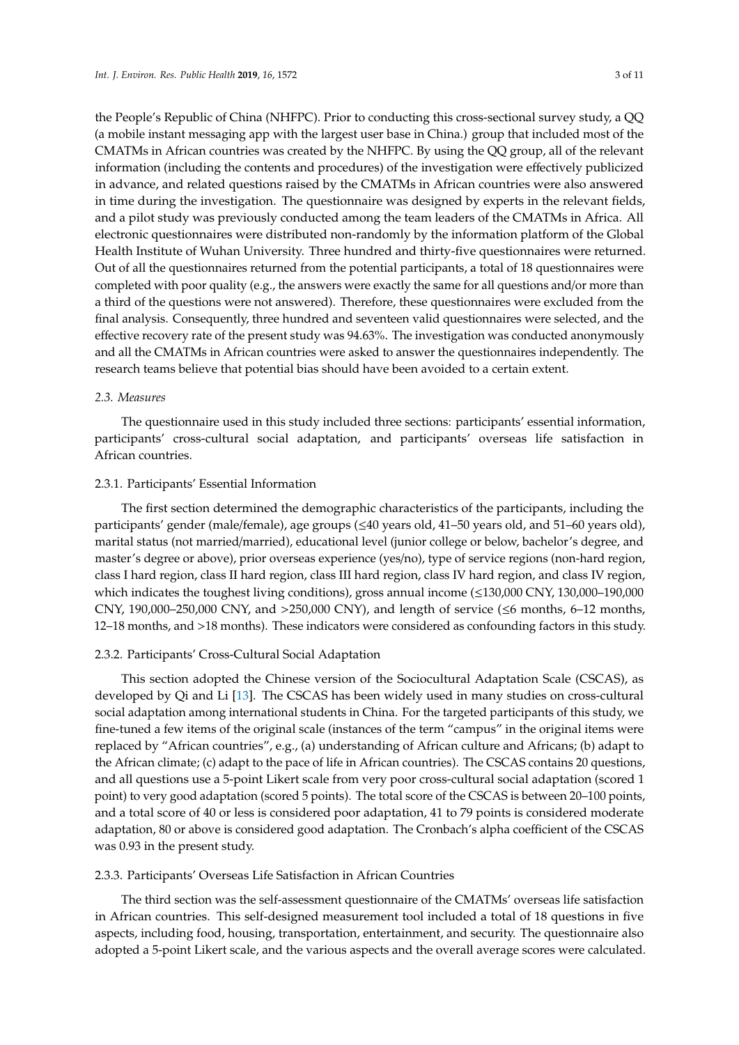the People's Republic of China (NHFPC). Prior to conducting this cross-sectional survey study, a QQ (a mobile instant messaging app with the largest user base in China.) group that included most of the CMATMs in African countries was created by the NHFPC. By using the QQ group, all of the relevant information (including the contents and procedures) of the investigation were effectively publicized in advance, and related questions raised by the CMATMs in African countries were also answered in time during the investigation. The questionnaire was designed by experts in the relevant fields, and a pilot study was previously conducted among the team leaders of the CMATMs in Africa. All electronic questionnaires were distributed non-randomly by the information platform of the Global Health Institute of Wuhan University. Three hundred and thirty-five questionnaires were returned. Out of all the questionnaires returned from the potential participants, a total of 18 questionnaires were completed with poor quality (e.g., the answers were exactly the same for all questions and/or more than a third of the questions were not answered). Therefore, these questionnaires were excluded from the final analysis. Consequently, three hundred and seventeen valid questionnaires were selected, and the effective recovery rate of the present study was 94.63%. The investigation was conducted anonymously and all the CMATMs in African countries were asked to answer the questionnaires independently. The research teams believe that potential bias should have been avoided to a certain extent.

### *2.3. Measures*

The questionnaire used in this study included three sections: participants' essential information, participants' cross-cultural social adaptation, and participants' overseas life satisfaction in African countries.

#### 2.3.1. Participants' Essential Information

The first section determined the demographic characteristics of the participants, including the participants' gender (male/female), age groups (≤40 years old, 41–50 years old, and 51–60 years old), marital status (not married/married), educational level (junior college or below, bachelor's degree, and master's degree or above), prior overseas experience (yes/no), type of service regions (non-hard region, class I hard region, class II hard region, class III hard region, class IV hard region, and class IV region, which indicates the toughest living conditions), gross annual income (≤130,000 CNY, 130,000–190,000 CNY, 190,000–250,000 CNY, and >250,000 CNY), and length of service (≤6 months, 6–12 months, 12–18 months, and >18 months). These indicators were considered as confounding factors in this study.

#### 2.3.2. Participants' Cross-Cultural Social Adaptation

This section adopted the Chinese version of the Sociocultural Adaptation Scale (CSCAS), as developed by Qi and Li [13]. The CSCAS has been widely used in many studies on cross-cultural social adaptation among international students in China. For the targeted participants of this study, we fine-tuned a few items of the original scale (instances of the term "campus" in the original items were replaced by "African countries", e.g., (a) understanding of African culture and Africans; (b) adapt to the African climate; (c) adapt to the pace of life in African countries). The CSCAS contains 20 questions, and all questions use a 5-point Likert scale from very poor cross-cultural social adaptation (scored 1 point) to very good adaptation (scored 5 points). The total score of the CSCAS is between 20–100 points, and a total score of 40 or less is considered poor adaptation, 41 to 79 points is considered moderate adaptation, 80 or above is considered good adaptation. The Cronbach's alpha coefficient of the CSCAS was 0.93 in the present study.

#### 2.3.3. Participants' Overseas Life Satisfaction in African Countries

The third section was the self-assessment questionnaire of the CMATMs' overseas life satisfaction in African countries. This self-designed measurement tool included a total of 18 questions in five aspects, including food, housing, transportation, entertainment, and security. The questionnaire also adopted a 5-point Likert scale, and the various aspects and the overall average scores were calculated.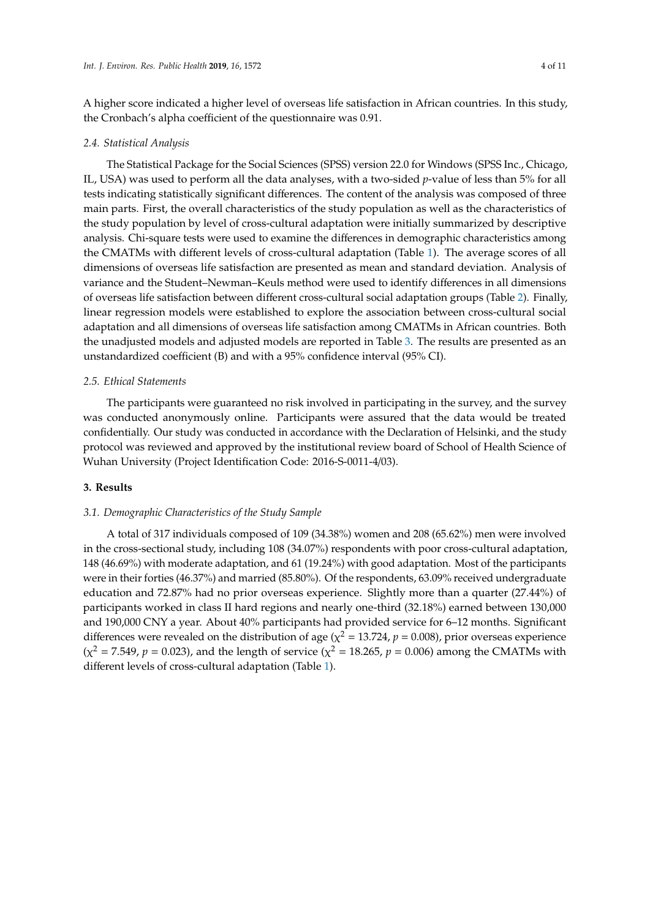A higher score indicated a higher level of overseas life satisfaction in African countries. In this study, the Cronbach's alpha coefficient of the questionnaire was 0.91.

### *2.4. Statistical Analysis*

The Statistical Package for the Social Sciences (SPSS) version 22.0 for Windows (SPSS Inc., Chicago, IL, USA) was used to perform all the data analyses, with a two-sided *p*-value of less than 5% for all tests indicating statistically significant differences. The content of the analysis was composed of three main parts. First, the overall characteristics of the study population as well as the characteristics of the study population by level of cross-cultural adaptation were initially summarized by descriptive analysis. Chi-square tests were used to examine the differences in demographic characteristics among the CMATMs with different levels of cross-cultural adaptation (Table 1). The average scores of all dimensions of overseas life satisfaction are presented as mean and standard deviation. Analysis of variance and the Student–Newman–Keuls method were used to identify differences in all dimensions of overseas life satisfaction between different cross-cultural social adaptation groups (Table 2). Finally, linear regression models were established to explore the association between cross-cultural social adaptation and all dimensions of overseas life satisfaction among CMATMs in African countries. Both the unadjusted models and adjusted models are reported in Table 3. The results are presented as an unstandardized coefficient (B) and with a 95% confidence interval (95% CI).

### *2.5. Ethical Statements*

The participants were guaranteed no risk involved in participating in the survey, and the survey was conducted anonymously online. Participants were assured that the data would be treated confidentially. Our study was conducted in accordance with the Declaration of Helsinki, and the study protocol was reviewed and approved by the institutional review board of School of Health Science of Wuhan University (Project Identification Code: 2016-S-0011-4/03).

## **3. Results**

### *3.1. Demographic Characteristics of the Study Sample*

A total of 317 individuals composed of 109 (34.38%) women and 208 (65.62%) men were involved in the cross-sectional study, including 108 (34.07%) respondents with poor cross-cultural adaptation, 148 (46.69%) with moderate adaptation, and 61 (19.24%) with good adaptation. Most of the participants were in their forties (46.37%) and married (85.80%). Of the respondents, 63.09% received undergraduate education and 72.87% had no prior overseas experience. Slightly more than a quarter (27.44%) of participants worked in class II hard regions and nearly one-third (32.18%) earned between 130,000 and 190,000 CNY a year. About 40% participants had provided service for 6–12 months. Significant differences were revealed on the distribution of age ($\chi^2 = 13.724$, $p = 0.008$), prior overseas experience ($\chi^2 = 7.549$, $p = 0.023$), and the length of service ($\chi^2 = 18.265$, $p = 0.006$) among the CMATMs with different levels of cross-cultural adaptation (Table 1).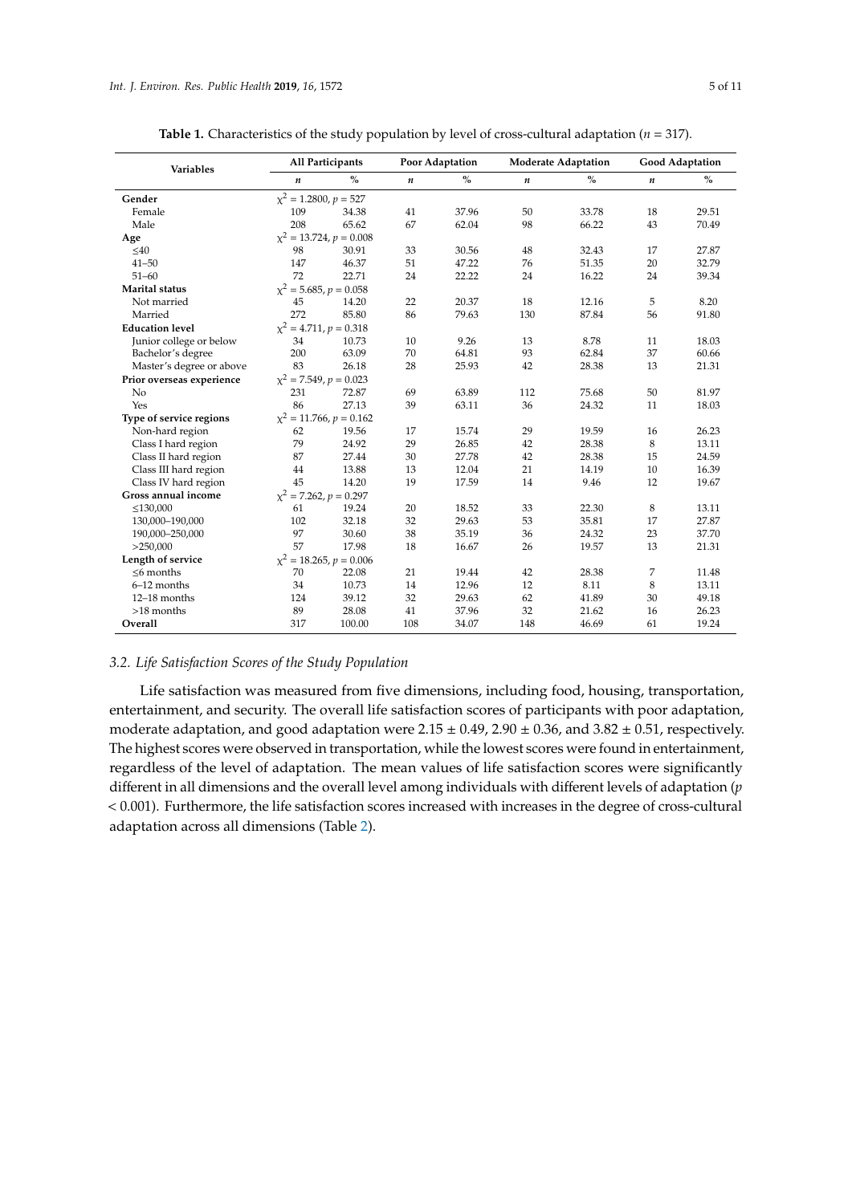**Table 1.** Characteristics of the study population by level of cross-cultural adaptation ($n$ = 317).

| Variables | All Participants | | Poor Adaptation | | Moderate Adaptation | | Good Adaptation | |
|---|---|---|---|---|---|---|---|---|
| | $n$ | % | $n$ | % | $n$ | % | $n$ | % |
| **Gender** | $\chi^2 = 1.2800$, $p = 527$ | | | | | | | |
| Female | 109 | 34.38 | 41 | 37.96 | 50 | 33.78 | 18 | 29.51 |
| Male | 208 | 65.62 | 67 | 62.04 | 98 | 66.22 | 43 | 70.49 |
| **Age** | $\chi^2 = 13.724$, $p = 0.008$ | | | | | | | |
| ≤40 | 98 | 30.91 | 33 | 30.56 | 48 | 32.43 | 17 | 27.87 |
| 41–50 | 147 | 46.37 | 51 | 47.22 | 76 | 51.35 | 20 | 32.79 |
| 51–60 | 72 | 22.71 | 24 | 22.22 | 24 | 16.22 | 24 | 39.34 |
| **Marital status** | $\chi^2 = 5.685$, $p = 0.058$ | | | | | | | |
| Not married | 45 | 14.20 | 22 | 20.37 | 18 | 12.16 | 5 | 8.20 |
| Married | 272 | 85.80 | 86 | 79.63 | 130 | 87.84 | 56 | 91.80 |
| **Education level** | $\chi^2 = 4.711$, $p = 0.318$ | | | | | | | |
| Junior college or below | 34 | 10.73 | 10 | 9.26 | 13 | 8.78 | 11 | 18.03 |
| Bachelor's degree | 200 | 63.09 | 70 | 64.81 | 93 | 62.84 | 37 | 60.66 |
| Master's degree or above | 83 | 26.18 | 28 | 25.93 | 42 | 28.38 | 13 | 21.31 |
| **Prior overseas experience** | $\chi^2 = 7.549$, $p = 0.023$ | | | | | | | |
| No | 231 | 72.87 | 69 | 63.89 | 112 | 75.68 | 50 | 81.97 |
| Yes | 86 | 27.13 | 39 | 63.11 | 36 | 24.32 | 11 | 18.03 |
| **Type of service regions** | $\chi^2 = 11.766$, $p = 0.162$ | | | | | | | |
| Non-hard region | 62 | 19.56 | 17 | 15.74 | 29 | 19.59 | 16 | 26.23 |
| Class I hard region | 79 | 24.92 | 29 | 26.85 | 42 | 28.38 | 8 | 13.11 |
| Class II hard region | 87 | 27.44 | 30 | 27.78 | 42 | 28.38 | 15 | 24.59 |
| Class III hard region | 44 | 13.88 | 13 | 12.04 | 21 | 14.19 | 10 | 16.39 |
| Class IV hard region | 45 | 14.20 | 19 | 17.59 | 14 | 9.46 | 12 | 19.67 |
| **Gross annual income** | $\chi^2 = 7.262$, $p = 0.297$ | | | | | | | |
| ≤130,000 | 61 | 19.24 | 20 | 18.52 | 33 | 22.30 | 8 | 13.11 |
| 130,000–190,000 | 102 | 32.18 | 32 | 29.63 | 53 | 35.81 | 17 | 27.87 |
| 190,000–250,000 | 97 | 30.60 | 38 | 35.19 | 36 | 24.32 | 23 | 37.70 |
| >250,000 | 57 | 17.98 | 18 | 16.67 | 26 | 19.57 | 13 | 21.31 |
| **Length of service** | $\chi^2 = 18.265$, $p = 0.006$ | | | | | | | |
| ≤6 months | 70 | 22.08 | 21 | 19.44 | 42 | 28.38 | 7 | 11.48 |
| 6–12 months | 34 | 10.73 | 14 | 12.96 | 12 | 8.11 | 8 | 13.11 |
| 12–18 months | 124 | 39.12 | 32 | 29.63 | 62 | 41.89 | 30 | 49.18 |
| >18 months | 89 | 28.08 | 41 | 37.96 | 32 | 21.62 | 16 | 26.23 |
| **Overall** | 317 | 100.00 | 108 | 34.07 | 148 | 46.69 | 61 | 19.24 |

### *3.2. Life Satisfaction Scores of the Study Population*

Life satisfaction was measured from five dimensions, including food, housing, transportation, entertainment, and security. The overall life satisfaction scores of participants with poor adaptation, moderate adaptation, and good adaptation were $2.15 \pm 0.49$, $2.90 \pm 0.36$, and $3.82 \pm 0.51$, respectively. The highest scores were observed in transportation, while the lowest scores were found in entertainment, regardless of the level of adaptation. The mean values of life satisfaction scores were significantly different in all dimensions and the overall level among individuals with different levels of adaptation ($p < 0.001$). Furthermore, the life satisfaction scores increased with increases in the degree of cross-cultural adaptation across all dimensions (Table 2).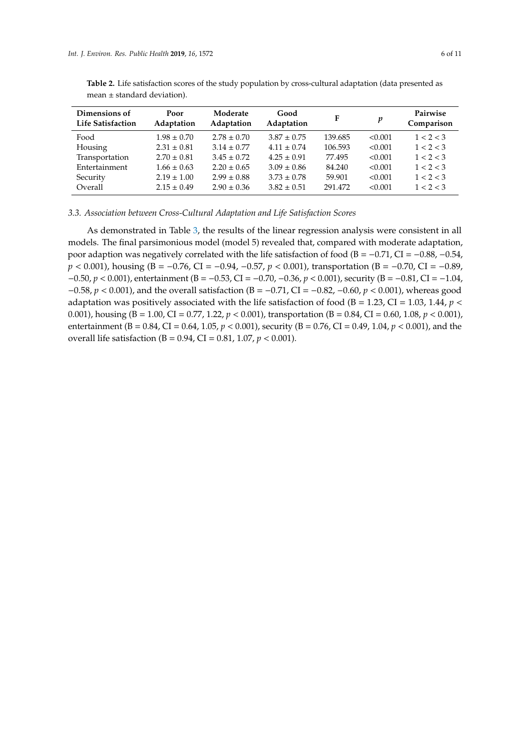**Table 2.** Life satisfaction scores of the study population by cross-cultural adaptation (data presented as mean ± standard deviation).

| Dimensions of Life Satisfaction | Poor Adaptation | Moderate Adaptation | Good Adaptation | F | *p* | Pairwise Comparison |
|---|---|---|---|---|---|---|
| Food | 1.98 ± 0.70 | 2.78 ± 0.70 | 3.87 ± 0.75 | 139.685 | <0.001 | 1 < 2 < 3 |
| Housing | 2.31 ± 0.81 | 3.14 ± 0.77 | 4.11 ± 0.74 | 106.593 | <0.001 | 1 < 2 < 3 |
| Transportation | 2.70 ± 0.81 | 3.45 ± 0.72 | 4.25 ± 0.91 | 77.495 | <0.001 | 1 < 2 < 3 |
| Entertainment | 1.66 ± 0.63 | 2.20 ± 0.65 | 3.09 ± 0.86 | 84.240 | <0.001 | 1 < 2 < 3 |
| Security | 2.19 ± 1.00 | 2.99 ± 0.88 | 3.73 ± 0.78 | 59.901 | <0.001 | 1 < 2 < 3 |
| Overall | 2.15 ± 0.49 | 2.90 ± 0.36 | 3.82 ± 0.51 | 291.472 | <0.001 | 1 < 2 < 3 |

### *3.3. Association between Cross-Cultural Adaptation and Life Satisfaction Scores*

As demonstrated in Table 3, the results of the linear regression analysis were consistent in all models. The final parsimonious model (model 5) revealed that, compared with moderate adaptation, poor adaption was negatively correlated with the life satisfaction of food (B = −0.71, CI = −0.88, −0.54, $p < 0.001$), housing (B = −0.76, CI = −0.94, −0.57, $p < 0.001$), transportation (B = −0.70, CI = −0.89, −0.50, $p < 0.001$), entertainment (B = −0.53, CI = −0.70, −0.36, $p < 0.001$), security (B = −0.81, CI = −1.04, −0.58, $p < 0.001$), and the overall satisfaction (B = −0.71, CI = −0.82, −0.60, $p < 0.001$), whereas good adaptation was positively associated with the life satisfaction of food (B = 1.23, CI = 1.03, 1.44, $p < 0.001$), housing (B = 1.00, CI = 0.77, 1.22, $p < 0.001$), transportation (B = 0.84, CI = 0.60, 1.08, $p < 0.001$), entertainment (B = 0.84, CI = 0.64, 1.05, $p < 0.001$), security (B = 0.76, CI = 0.49, 1.04, $p < 0.001$), and the overall life satisfaction (B = 0.94, CI = 0.81, 1.07, $p < 0.001$).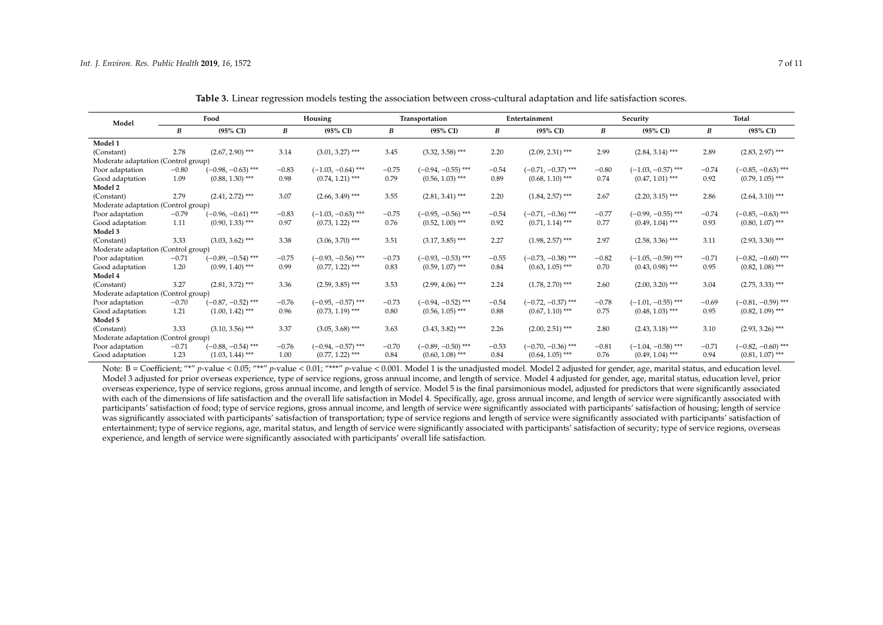**Table 3.** Linear regression models testing the association between cross-cultural adaptation and life satisfaction scores.

| Model | Food | | Housing | | Transportation | | Entertainment | | Security | | Total | |
|---|---|---|---|---|---|---|---|---|---|---|---|---|
| | *B* | (95% CI) | *B* | (95% CI) | *B* | (95% CI) | *B* | (95% CI) | *B* | (95% CI) | *B* | (95% CI) |
| **Model 1** | | | | | | | | | | | | |
| (Constant) | 2.78 | (2.67, 2.90) *** | 3.14 | (3.01, 3.27) *** | 3.45 | (3.32, 3.58) *** | 2.20 | (2.09, 2.31) *** | 2.99 | (2.84, 3.14) *** | 2.89 | (2.83, 2.97) *** |
| Moderate adaptation (Control group) | | | | | | | | | | | | |
| Poor adaptation | −0.80 | (−0.98, −0.63) *** | −0.83 | (−1.03, −0.64) *** | −0.75 | (−0.94, −0.55) *** | −0.54 | (−0.71, −0.37) *** | −0.80 | (−1.03, −0.57) *** | −0.74 | (−0.85, −0.63) *** |
| Good adaptation | 1.09 | (0.88, 1.30) *** | 0.98 | (0.74, 1.21) *** | 0.79 | (0.56, 1.03) *** | 0.89 | (0.68, 1.10) *** | 0.74 | (0.47, 1.01) *** | 0.92 | (0.79, 1.05) *** |
| **Model 2** | | | | | | | | | | | | |
| (Constant) | 2.79 | (2.41, 2.72) *** | 3.07 | (2.66, 3.49) *** | 3.55 | (2.81, 3.41) *** | 2.20 | (1.84, 2.57) *** | 2.67 | (2.20, 3.15) *** | 2.86 | (2.64, 3.10) *** |
| Moderate adaptation (Control group) | | | | | | | | | | | | |
| Poor adaptation | −0.79 | (−0.96, −0.61) *** | −0.83 | (−1.03, −0.63) *** | −0.75 | (−0.95, −0.56) *** | −0.54 | (−0.71, −0.36) *** | −0.77 | (−0.99, −0.55) *** | −0.74 | (−0.85, −0.63) *** |
| Good adaptation | 1.11 | (0.90, 1.33) *** | 0.97 | (0.73, 1.22) *** | 0.76 | (0.52, 1.00) *** | 0.92 | (0.71, 1.14) *** | 0.77 | (0.49, 1.04) *** | 0.93 | (0.80, 1.07) *** |
| **Model 3** | | | | | | | | | | | | |
| (Constant) | 3.33 | (3.03, 3.62) *** | 3.38 | (3.06, 3.70) *** | 3.51 | (3.17, 3.85) *** | 2.27 | (1.98, 2.57) *** | 2.97 | (2.58, 3.36) *** | 3.11 | (2.93, 3.30) *** |
| Moderate adaptation (Control group) | | | | | | | | | | | | |
| Poor adaptation | −0.71 | (−0.89, −0.54) *** | −0.75 | (−0.93, −0.56) *** | −0.73 | (−0.93, −0.53) *** | −0.55 | (−0.73, −0.38) *** | −0.82 | (−1.05, −0.59) *** | −0.71 | (−0.82, −0.60) *** |
| Good adaptation | 1.20 | (0.99, 1.40) *** | 0.99 | (0.77, 1.22) *** | 0.83 | (0.59, 1.07) *** | 0.84 | (0.63, 1.05) *** | 0.70 | (0.43, 0.98) *** | 0.95 | (0.82, 1.08) *** |
| **Model 4** | | | | | | | | | | | | |
| (Constant) | 3.27 | (2.81, 3.72) *** | 3.36 | (2.59, 3.85) *** | 3.53 | (2.99, 4.06) *** | 2.24 | (1.78, 2.70) *** | 2.60 | (2.00, 3.20) *** | 3.04 | (2.75, 3.33) *** |
| Moderate adaptation (Control group) | | | | | | | | | | | | |
| Poor adaptation | −0.70 | (−0.87, −0.52) *** | −0.76 | (−0.95, −0.57) *** | −0.73 | (−0.94, −0.52) *** | −0.54 | (−0.72, −0.37) *** | −0.78 | (−1.01, −0.55) *** | −0.69 | (−0.81, −0.59) *** |
| Good adaptation | 1.21 | (1.00, 1.42) *** | 0.96 | (0.73, 1.19) *** | 0.80 | (0.56, 1.05) *** | 0.88 | (0.67, 1.10) *** | 0.75 | (0.48, 1.03) *** | 0.95 | (0.82, 1.09) *** |
| **Model 5** | | | | | | | | | | | | |
| (Constant) | 3.33 | (3.10, 3.56) *** | 3.37 | (3.05, 3.68) *** | 3.63 | (3.43, 3.82) *** | 2.26 | (2.00, 2.51) *** | 2.80 | (2.43, 3.18) *** | 3.10 | (2.93, 3.26) *** |
| Moderate adaptation (Control group) | | | | | | | | | | | | |
| Poor adaptation | −0.71 | (−0.88, −0.54) *** | −0.76 | (−0.94, −0.57) *** | −0.70 | (−0.89, −0.50) *** | −0.53 | (−0.70, −0.36) *** | −0.81 | (−1.04, −0.58) *** | −0.71 | (−0.82, −0.60) *** |
| Good adaptation | 1.23 | (1.03, 1.44) *** | 1.00 | (0.77, 1.22) *** | 0.84 | (0.60, 1.08) *** | 0.84 | (0.64, 1.05) *** | 0.76 | (0.49, 1.04) *** | 0.94 | (0.81, 1.07) *** |

Note: B = Coefficient; "*" $p$-value < 0.05; "**" $p$-value < 0.01; "***" $p$-value < 0.001. Model 1 is the unadjusted model. Model 2 adjusted for gender, age, marital status, and education level. Model 3 adjusted for prior overseas experience, type of service regions, gross annual income, and length of service. Model 4 adjusted for gender, age, marital status, education level, prior overseas experience, type of service regions, gross annual income, and length of service. Model 5 is the final parsimonious model, adjusted for predictors that were significantly associated with each of the dimensions of life satisfaction and the overall life satisfaction in Model 4. Specifically, age, gross annual income, and length of service were significantly associated with participants' satisfaction of food; type of service regions, gross annual income, and length of service were significantly associated with participants' satisfaction of housing; length of service was significantly associated with participants' satisfaction of transportation; type of service regions and length of service were significantly associated with participants' satisfaction of entertainment; type of service regions, age, marital status, and length of service were significantly associated with participants' satisfaction of security; type of service regions, overseas experience, and length of service were significantly associated with participants' overall life satisfaction.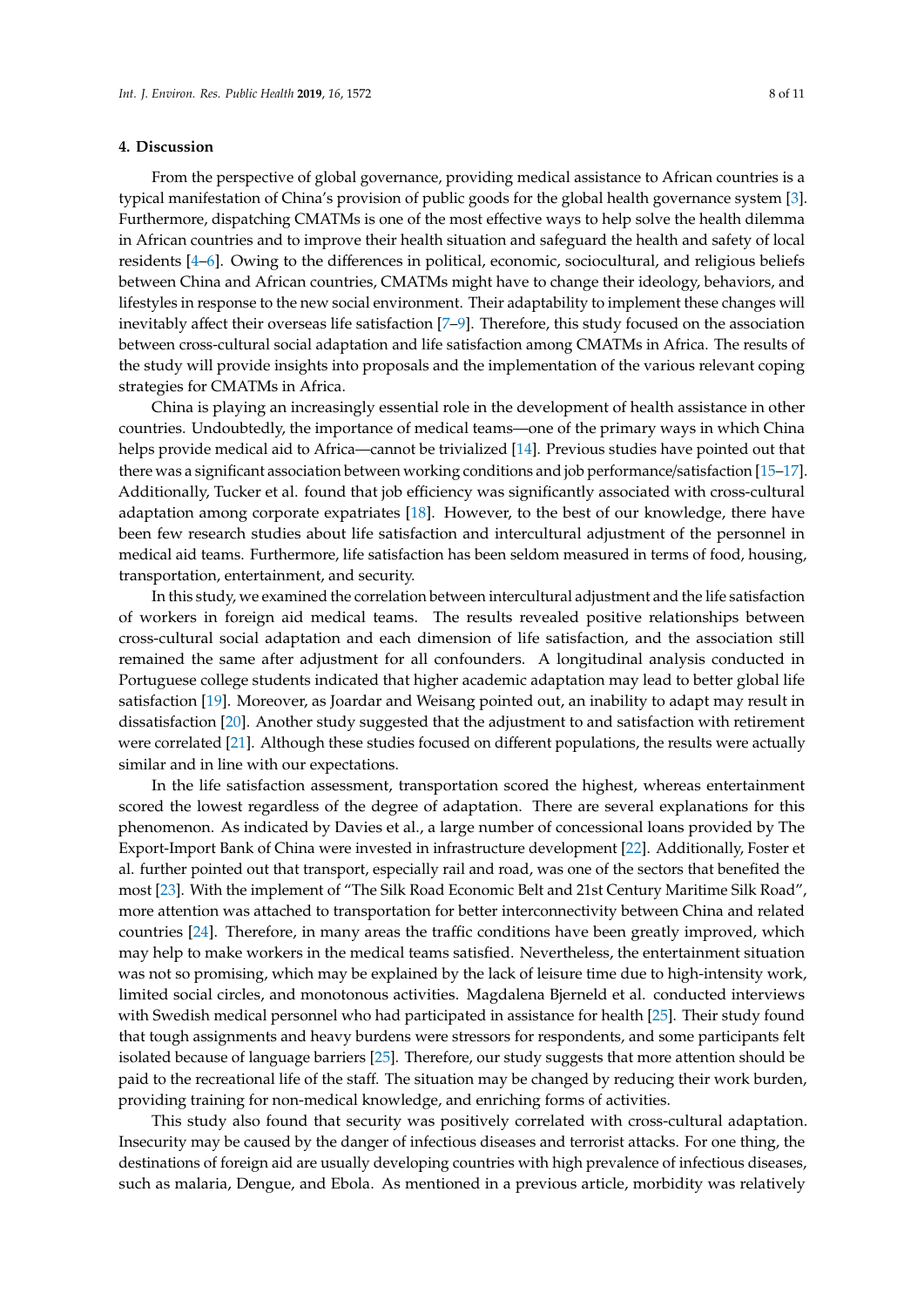## 4. Discussion

From the perspective of global governance, providing medical assistance to African countries is a typical manifestation of China's provision of public goods for the global health governance system [3]. Furthermore, dispatching CMATMs is one of the most effective ways to help solve the health dilemma in African countries and to improve their health situation and safeguard the health and safety of local residents [4–6]. Owing to the differences in political, economic, sociocultural, and religious beliefs between China and African countries, CMATMs might have to change their ideology, behaviors, and lifestyles in response to the new social environment. Their adaptability to implement these changes will inevitably affect their overseas life satisfaction [7–9]. Therefore, this study focused on the association between cross-cultural social adaptation and life satisfaction among CMATMs in Africa. The results of the study will provide insights into proposals and the implementation of the various relevant coping strategies for CMATMs in Africa.

China is playing an increasingly essential role in the development of health assistance in other countries. Undoubtedly, the importance of medical teams—one of the primary ways in which China helps provide medical aid to Africa—cannot be trivialized [14]. Previous studies have pointed out that there was a significant association between working conditions and job performance/satisfaction [15–17]. Additionally, Tucker et al. found that job efficiency was significantly associated with cross-cultural adaptation among corporate expatriates [18]. However, to the best of our knowledge, there have been few research studies about life satisfaction and intercultural adjustment of the personnel in medical aid teams. Furthermore, life satisfaction has been seldom measured in terms of food, housing, transportation, entertainment, and security.

In this study, we examined the correlation between intercultural adjustment and the life satisfaction of workers in foreign aid medical teams. The results revealed positive relationships between cross-cultural social adaptation and each dimension of life satisfaction, and the association still remained the same after adjustment for all confounders. A longitudinal analysis conducted in Portuguese college students indicated that higher academic adaptation may lead to better global life satisfaction [19]. Moreover, as Joardar and Weisang pointed out, an inability to adapt may result in dissatisfaction [20]. Another study suggested that the adjustment to and satisfaction with retirement were correlated [21]. Although these studies focused on different populations, the results were actually similar and in line with our expectations.

In the life satisfaction assessment, transportation scored the highest, whereas entertainment scored the lowest regardless of the degree of adaptation. There are several explanations for this phenomenon. As indicated by Davies et al., a large number of concessional loans provided by The Export-Import Bank of China were invested in infrastructure development [22]. Additionally, Foster et al. further pointed out that transport, especially rail and road, was one of the sectors that benefited the most [23]. With the implement of "The Silk Road Economic Belt and 21st Century Maritime Silk Road", more attention was attached to transportation for better interconnectivity between China and related countries [24]. Therefore, in many areas the traffic conditions have been greatly improved, which may help to make workers in the medical teams satisfied. Nevertheless, the entertainment situation was not so promising, which may be explained by the lack of leisure time due to high-intensity work, limited social circles, and monotonous activities. Magdalena Bjerneld et al. conducted interviews with Swedish medical personnel who had participated in assistance for health [25]. Their study found that tough assignments and heavy burdens were stressors for respondents, and some participants felt isolated because of language barriers [25]. Therefore, our study suggests that more attention should be paid to the recreational life of the staff. The situation may be changed by reducing their work burden, providing training for non-medical knowledge, and enriching forms of activities.

This study also found that security was positively correlated with cross-cultural adaptation. Insecurity may be caused by the danger of infectious diseases and terrorist attacks. For one thing, the destinations of foreign aid are usually developing countries with high prevalence of infectious diseases, such as malaria, Dengue, and Ebola. As mentioned in a previous article, morbidity was relatively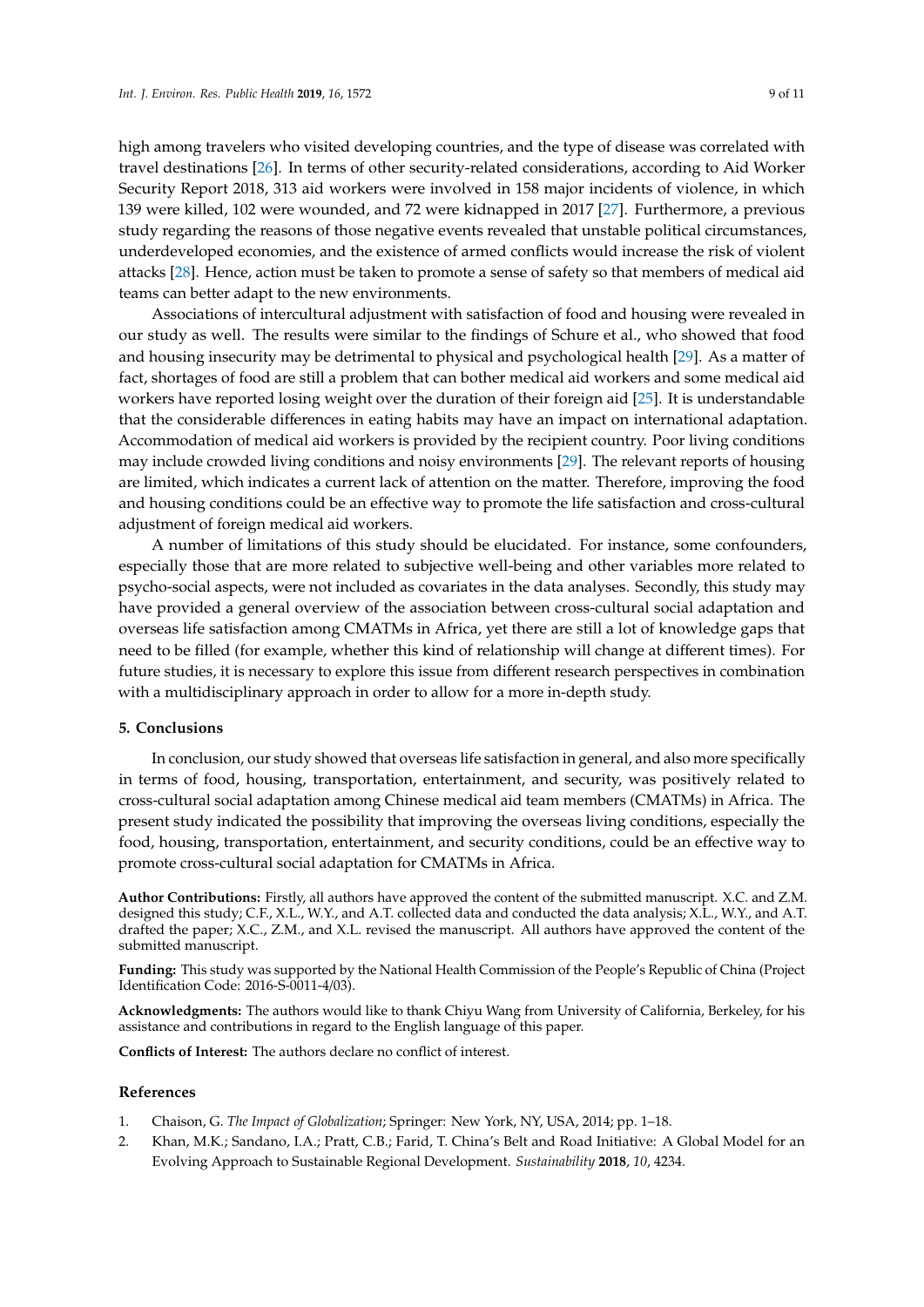high among travelers who visited developing countries, and the type of disease was correlated with travel destinations [26]. In terms of other security-related considerations, according to Aid Worker Security Report 2018, 313 aid workers were involved in 158 major incidents of violence, in which 139 were killed, 102 were wounded, and 72 were kidnapped in 2017 [27]. Furthermore, a previous study regarding the reasons of those negative events revealed that unstable political circumstances, underdeveloped economies, and the existence of armed conflicts would increase the risk of violent attacks [28]. Hence, action must be taken to promote a sense of safety so that members of medical aid teams can better adapt to the new environments.

Associations of intercultural adjustment with satisfaction of food and housing were revealed in our study as well. The results were similar to the findings of Schure et al., who showed that food and housing insecurity may be detrimental to physical and psychological health [29]. As a matter of fact, shortages of food are still a problem that can bother medical aid workers and some medical aid workers have reported losing weight over the duration of their foreign aid [25]. It is understandable that the considerable differences in eating habits may have an impact on international adaptation. Accommodation of medical aid workers is provided by the recipient country. Poor living conditions may include crowded living conditions and noisy environments [29]. The relevant reports of housing are limited, which indicates a current lack of attention on the matter. Therefore, improving the food and housing conditions could be an effective way to promote the life satisfaction and cross-cultural adjustment of foreign medical aid workers.

A number of limitations of this study should be elucidated. For instance, some confounders, especially those that are more related to subjective well-being and other variables more related to psycho-social aspects, were not included as covariates in the data analyses. Secondly, this study may have provided a general overview of the association between cross-cultural social adaptation and overseas life satisfaction among CMATMs in Africa, yet there are still a lot of knowledge gaps that need to be filled (for example, whether this kind of relationship will change at different times). For future studies, it is necessary to explore this issue from different research perspectives in combination with a multidisciplinary approach in order to allow for a more in-depth study.

## 5. Conclusions

In conclusion, our study showed that overseas life satisfaction in general, and also more specifically in terms of food, housing, transportation, entertainment, and security, was positively related to cross-cultural social adaptation among Chinese medical aid team members (CMATMs) in Africa. The present study indicated the possibility that improving the overseas living conditions, especially the food, housing, transportation, entertainment, and security conditions, could be an effective way to promote cross-cultural social adaptation for CMATMs in Africa.

**Author Contributions:** Firstly, all authors have approved the content of the submitted manuscript. X.C. and Z.M. designed this study; C.F., X.L., W.Y., and A.T. collected data and conducted the data analysis; X.L., W.Y., and A.T. drafted the paper; X.C., Z.M., and X.L. revised the manuscript. All authors have approved the content of the submitted manuscript.

**Funding:** This study was supported by the National Health Commission of the People's Republic of China (Project Identification Code: 2016-S-0011-4/03).

**Acknowledgments:** The authors would like to thank Chiyu Wang from University of California, Berkeley, for his assistance and contributions in regard to the English language of this paper.

**Conflicts of Interest:** The authors declare no conflict of interest.

## References

1. Chaison, G. *The Impact of Globalization*; Springer: New York, NY, USA, 2014; pp. 1–18.
2. Khan, M.K.; Sandano, I.A.; Pratt, C.B.; Farid, T. China's Belt and Road Initiative: A Global Model for an Evolving Approach to Sustainable Regional Development. *Sustainability* **2018**, *10*, 4234.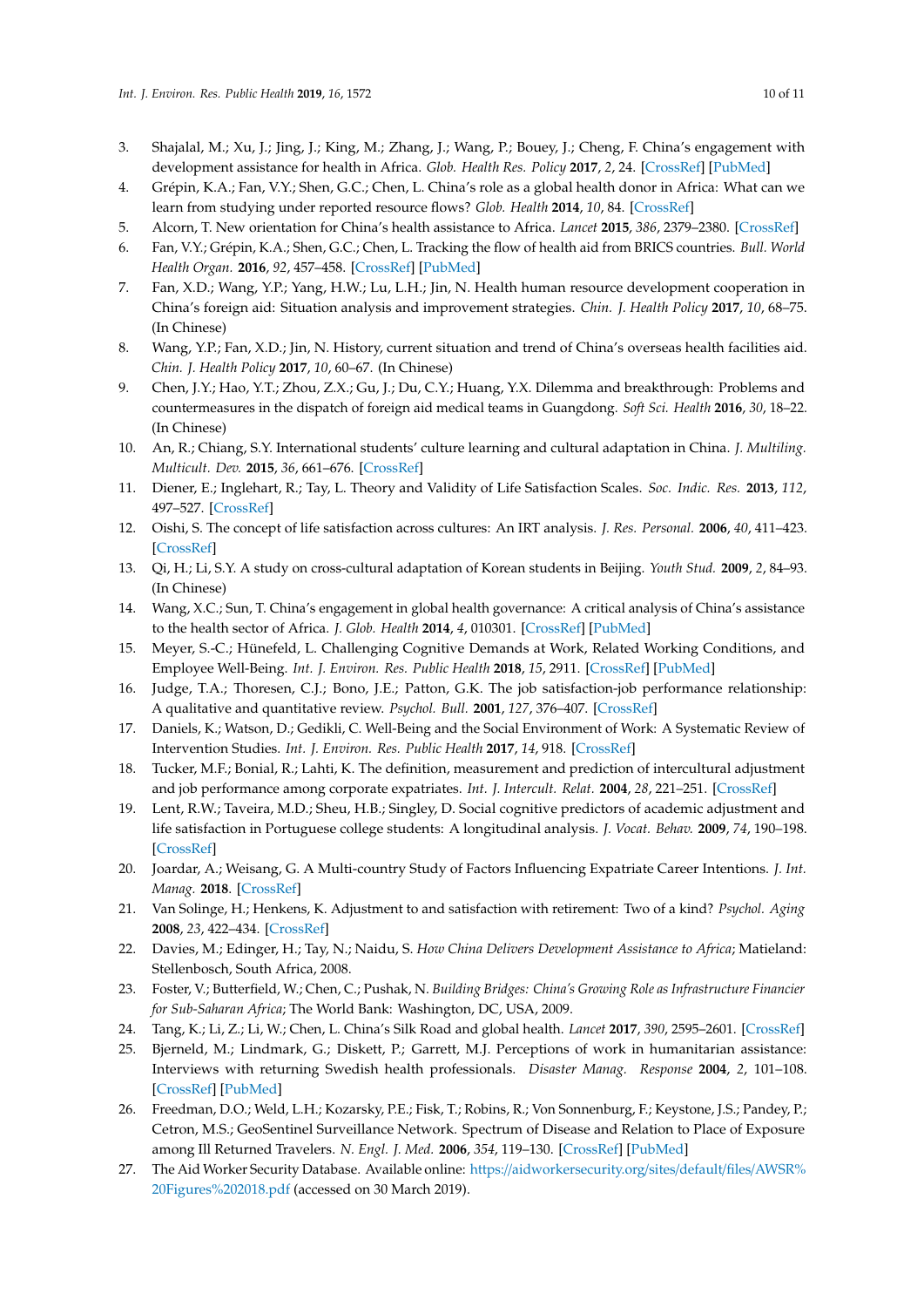3. Shajalal, M.; Xu, J.; Jing, J.; King, M.; Zhang, J.; Wang, P.; Bouey, J.; Cheng, F. China's engagement with development assistance for health in Africa. *Glob. Health Res. Policy* **2017**, *2*, 24. [CrossRef] [PubMed]
4. Grépin, K.A.; Fan, V.Y.; Shen, G.C.; Chen, L. China's role as a global health donor in Africa: What can we learn from studying under reported resource flows? *Glob. Health* **2014**, *10*, 84. [CrossRef]
5. Alcorn, T. New orientation for China's health assistance to Africa. *Lancet* **2015**, *386*, 2379–2380. [CrossRef]
6. Fan, V.Y.; Grépin, K.A.; Shen, G.C.; Chen, L. Tracking the flow of health aid from BRICS countries. *Bull. World Health Organ.* **2016**, *92*, 457–458. [CrossRef] [PubMed]
7. Fan, X.D.; Wang, Y.P.; Yang, H.W.; Lu, L.H.; Jin, N. Health human resource development cooperation in China's foreign aid: Situation analysis and improvement strategies. *Chin. J. Health Policy* **2017**, *10*, 68–75. (In Chinese)
8. Wang, Y.P.; Fan, X.D.; Jin, N. History, current situation and trend of China's overseas health facilities aid. *Chin. J. Health Policy* **2017**, *10*, 60–67. (In Chinese)
9. Chen, J.Y.; Hao, Y.T.; Zhou, Z.X.; Gu, J.; Du, C.Y.; Huang, Y.X. Dilemma and breakthrough: Problems and countermeasures in the dispatch of foreign aid medical teams in Guangdong. *Soft Sci. Health* **2016**, *30*, 18–22. (In Chinese)
10. An, R.; Chiang, S.Y. International students' culture learning and cultural adaptation in China. *J. Multiling. Multicult. Dev.* **2015**, *36*, 661–676. [CrossRef]
11. Diener, E.; Inglehart, R.; Tay, L. Theory and Validity of Life Satisfaction Scales. *Soc. Indic. Res.* **2013**, *112*, 497–527. [CrossRef]
12. Oishi, S. The concept of life satisfaction across cultures: An IRT analysis. *J. Res. Personal.* **2006**, *40*, 411–423. [CrossRef]
13. Qi, H.; Li, S.Y. A study on cross-cultural adaptation of Korean students in Beijing. *Youth Stud.* **2009**, *2*, 84–93. (In Chinese)
14. Wang, X.C.; Sun, T. China's engagement in global health governance: A critical analysis of China's assistance to the health sector of Africa. *J. Glob. Health* **2014**, *4*, 010301. [CrossRef] [PubMed]
15. Meyer, S.-C.; Hünefeld, L. Challenging Cognitive Demands at Work, Related Working Conditions, and Employee Well-Being. *Int. J. Environ. Res. Public Health* **2018**, *15*, 2911. [CrossRef] [PubMed]
16. Judge, T.A.; Thoresen, C.J.; Bono, J.E.; Patton, G.K. The job satisfaction-job performance relationship: A qualitative and quantitative review. *Psychol. Bull.* **2001**, *127*, 376–407. [CrossRef]
17. Daniels, K.; Watson, D.; Gedikli, C. Well-Being and the Social Environment of Work: A Systematic Review of Intervention Studies. *Int. J. Environ. Res. Public Health* **2017**, *14*, 918. [CrossRef]
18. Tucker, M.F.; Bonial, R.; Lahti, K. The definition, measurement and prediction of intercultural adjustment and job performance among corporate expatriates. *Int. J. Intercult. Relat.* **2004**, *28*, 221–251. [CrossRef]
19. Lent, R.W.; Taveira, M.D.; Sheu, H.B.; Singley, D. Social cognitive predictors of academic adjustment and life satisfaction in Portuguese college students: A longitudinal analysis. *J. Vocat. Behav.* **2009**, *74*, 190–198. [CrossRef]
20. Joardar, A.; Weisang, G. A Multi-country Study of Factors Influencing Expatriate Career Intentions. *J. Int. Manag.* **2018**. [CrossRef]
21. Van Solinge, H.; Henkens, K. Adjustment to and satisfaction with retirement: Two of a kind? *Psychol. Aging* **2008**, *23*, 422–434. [CrossRef]
22. Davies, M.; Edinger, H.; Tay, N.; Naidu, S. *How China Delivers Development Assistance to Africa*; Matieland: Stellenbosch, South Africa, 2008.
23. Foster, V.; Butterfield, W.; Chen, C.; Pushak, N. *Building Bridges: China's Growing Role as Infrastructure Financier for Sub-Saharan Africa*; The World Bank: Washington, DC, USA, 2009.
24. Tang, K.; Li, Z.; Li, W.; Chen, L. China's Silk Road and global health. *Lancet* **2017**, *390*, 2595–2601. [CrossRef]
25. Bjerneld, M.; Lindmark, G.; Diskett, P.; Garrett, M.J. Perceptions of work in humanitarian assistance: Interviews with returning Swedish health professionals. *Disaster Manag. Response* **2004**, *2*, 101–108. [CrossRef] [PubMed]
26. Freedman, D.O.; Weld, L.H.; Kozarsky, P.E.; Fisk, T.; Robins, R.; Von Sonnenburg, F.; Keystone, J.S.; Pandey, P.; Cetron, M.S.; GeoSentinel Surveillance Network. Spectrum of Disease and Relation to Place of Exposure among Ill Returned Travelers. *N. Engl. J. Med.* **2006**, *354*, 119–130. [CrossRef] [PubMed]
27. The Aid Worker Security Database. Available online: https://aidworkersecurity.org/sites/default/files/AWSR%20Figures%202018.pdf (accessed on 30 March 2019).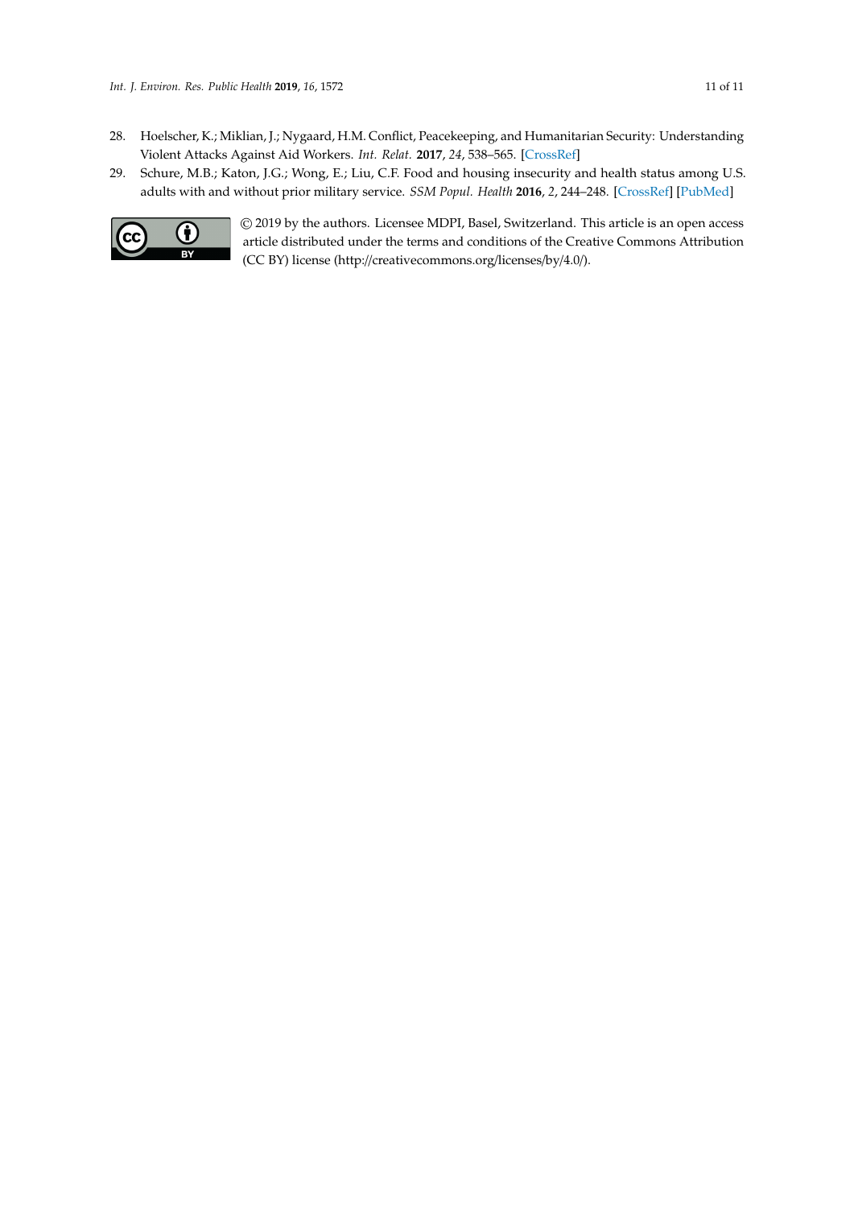28. Hoelscher, K.; Miklian, J.; Nygaard, H.M. Conflict, Peacekeeping, and Humanitarian Security: Understanding Violent Attacks Against Aid Workers. *Int. Relat.* **2017**, *24*, 538–565. [CrossRef]
29. Schure, M.B.; Katon, J.G.; Wong, E.; Liu, C.F. Food and housing insecurity and health status among U.S. adults with and without prior military service. *SSM Popul. Health* **2016**, *2*, 244–248. [CrossRef] [PubMed]

© 2019 by the authors. Licensee MDPI, Basel, Switzerland. This article is an open access article distributed under the terms and conditions of the Creative Commons Attribution (CC BY) license (http://creativecommons.org/licenses/by/4.0/).